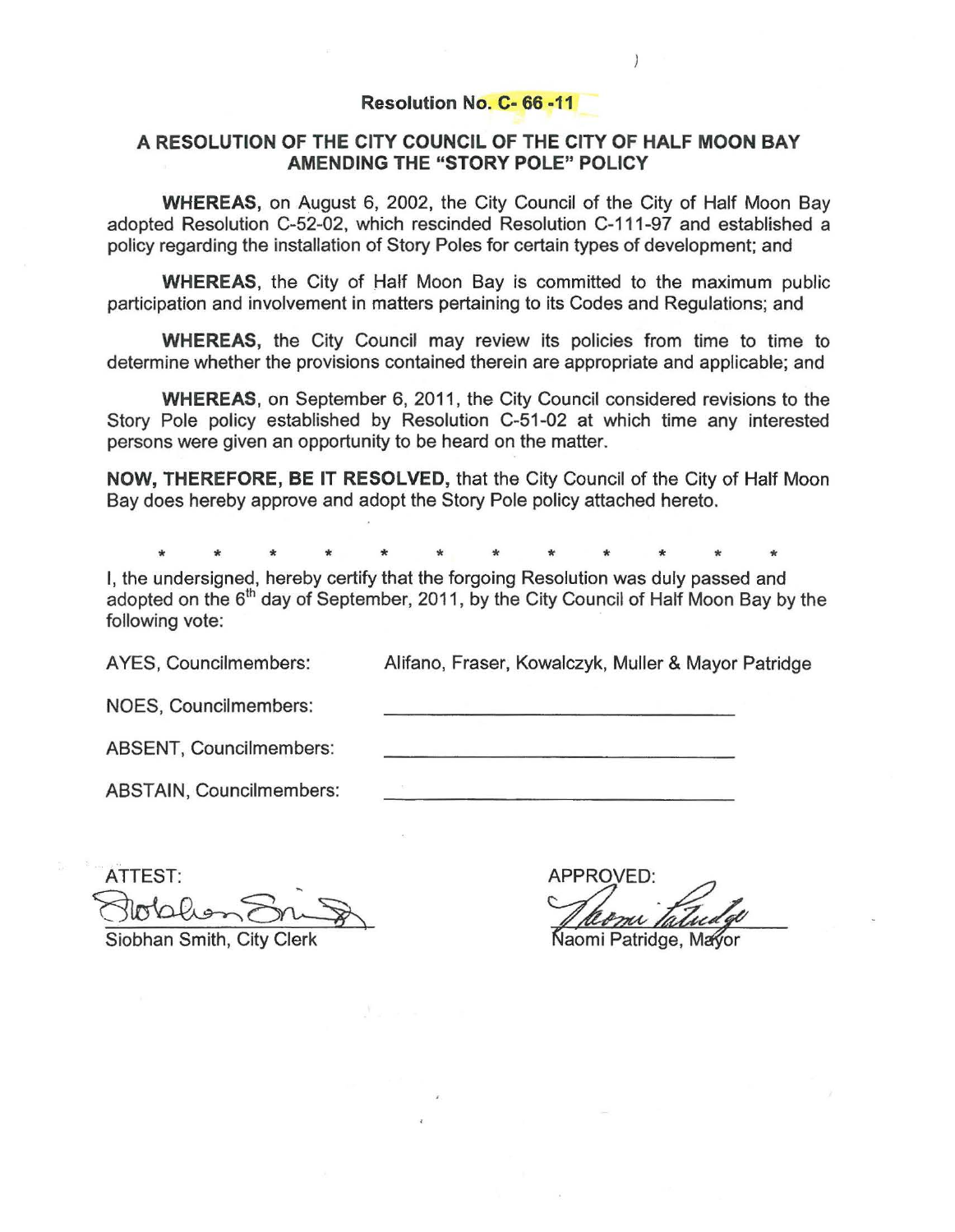**Resolution No. C- 66 -11**

## A RESOLUTION OF THE CITY COUNCIL OF THE CITY OF HALF MOON BAY AMENDING THE "STORY POLE" POLICY

**WHEREAS,** on August 6, 2002, the City Council of the City of Half Moon Bay adopted Resolution C-52-02, which rescinded Resolution C-111-97 and established a policy regarding the installation of Story Poles for certain types of development; and

**WHEREAS**, the City of Half Moon Bay is committed to the maximum public participation and involvement in matters pertaining to its Codes and Regulations; and

**WHEREAS,** the City Council may review its policies from time to time to determine whether the provisions contained therein are appropriate and applicable; and

**WHEREAS**, on September 6, 2011, the City Council considered revisions to the Story Pole policy established by Resolution C-51-02 at which time any interested persons were given an opportunity to be heard on the matter.

**NOW, THEREFORE, BE IT RESOLVED,** that the City Council of the City of Half Moon Bay does hereby approve and adopt the Story Pole policy attached hereto.

\* \* \* \* \* \* \* \* \* \* \* \*

I, the undersigned, hereby certify that the forgoing Resolution was duly passed and adopted on the 6th day of September, 2011, by the City Council of Half Moon Bay by the following vote:

AYES, Councilmembers: Alifano, Fraser, Kowalczyk, Muller & Mayor Patridge

NOES, Councilmembers: ______________________

ABSENT, Councilmembers: ______________________

ABSTAIN, Councilmembers: ______________________

ATTEST:

Siobhan Smith, City Clerk

APPROVED:

Naomi Patridge, Mayor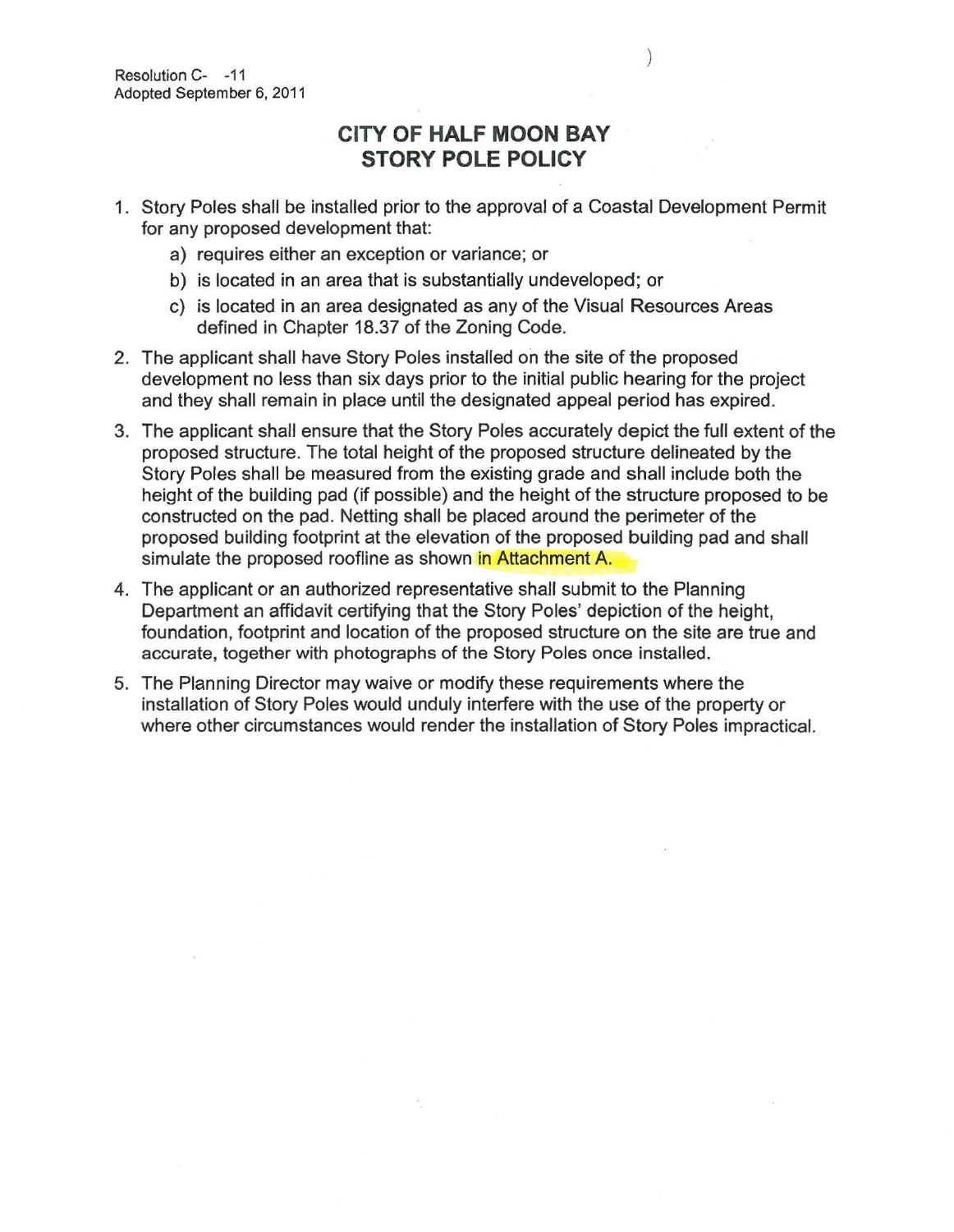Resolution C- -11
Adopted September 6, 2011

# CITY OF HALF MOON BAY
# STORY POLE POLICY

1. Story Poles shall be installed prior to the approval of a Coastal Development Permit for any proposed development that:
   a) requires either an exception or variance; or
   b) is located in an area that is substantially undeveloped; or
   c) is located in an area designated as any of the Visual Resources Areas defined in Chapter 18.37 of the Zoning Code.
2. The applicant shall have Story Poles installed on the site of the proposed development no less than six days prior to the initial public hearing for the project and they shall remain in place until the designated appeal period has expired.
3. The applicant shall ensure that the Story Poles accurately depict the full extent of the proposed structure. The total height of the proposed structure delineated by the Story Poles shall be measured from the existing grade and shall include both the height of the building pad (if possible) and the height of the structure proposed to be constructed on the pad. Netting shall be placed around the perimeter of the proposed building footprint at the elevation of the proposed building pad and shall simulate the proposed roofline as shown in Attachment A.
4. The applicant or an authorized representative shall submit to the Planning Department an affidavit certifying that the Story Poles' depiction of the height, foundation, footprint and location of the proposed structure on the site are true and accurate, together with photographs of the Story Poles once installed.
5. The Planning Director may waive or modify these requirements where the installation of Story Poles would unduly interfere with the use of the property or where other circumstances would render the installation of Story Poles impractical.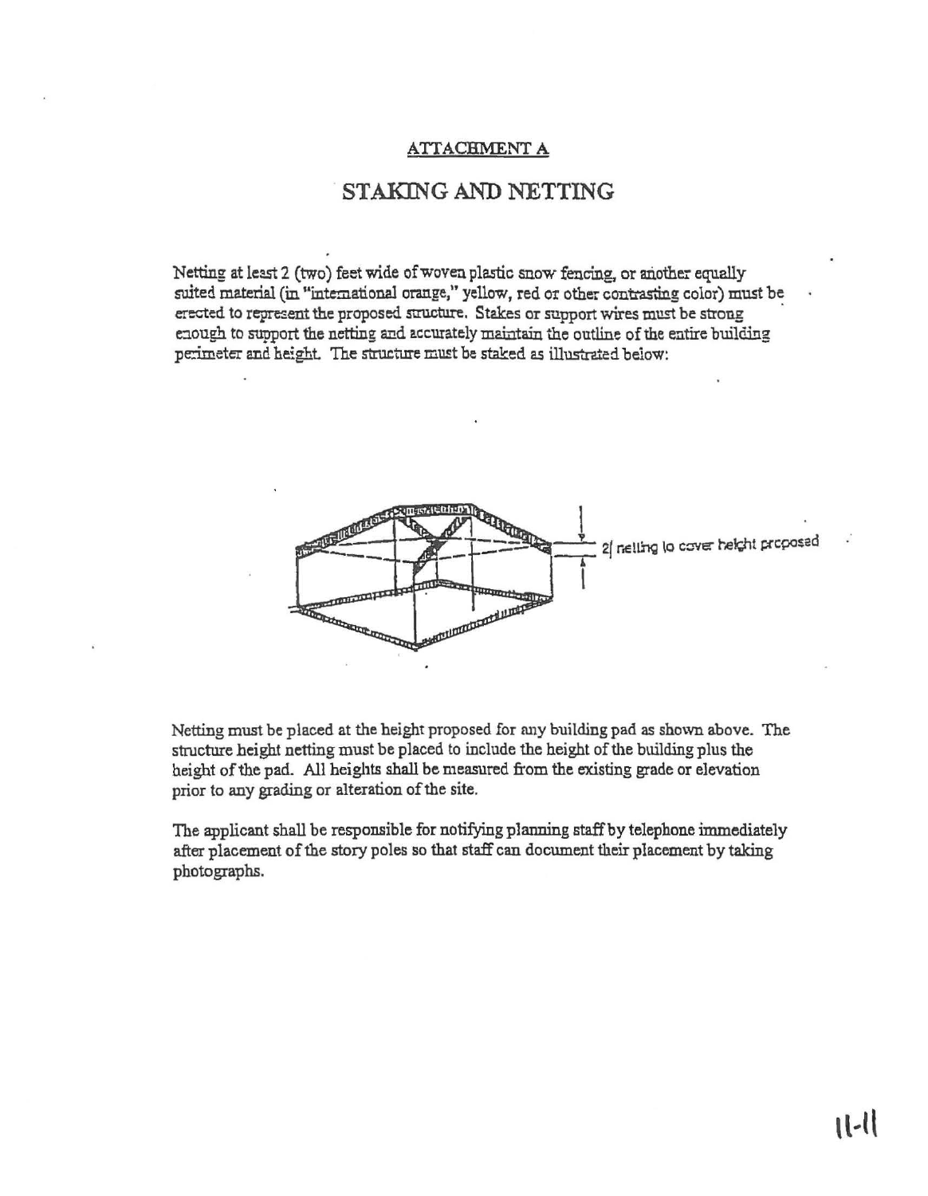ATTACHMENT A

# STAKING AND NETTING

Netting at least 2 (two) feet wide of woven plastic snow fencing, or another equally suited material (in "international orange," yellow, red or other contrasting color) must be erected to represent the proposed structure. Stakes or support wires must be strong enough to support the netting and accurately maintain the outline of the entire building perimeter and height. The structure must be staked as illustrated below:

2' netting to cover height proposed

Netting must be placed at the height proposed for any building pad as shown above. The structure height netting must be placed to include the height of the building plus the height of the pad. All heights shall be measured from the existing grade or elevation prior to any grading or alteration of the site.

The applicant shall be responsible for notifying planning staff by telephone immediately after placement of the story poles so that staff can document their placement by taking photographs.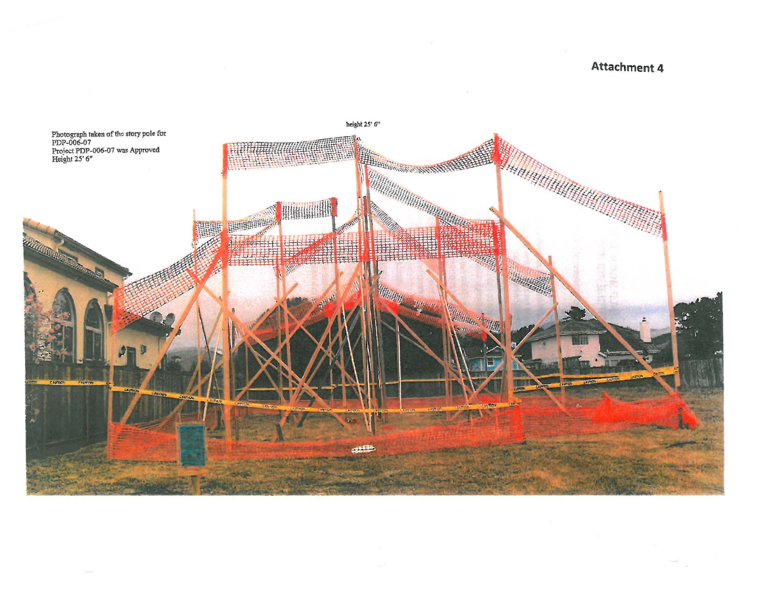# Attachment 4

Photograph taken of the story pole for PDP-006-07
Project PDP-006-07 was Approved
Height 25' 6"

height 25' 6"